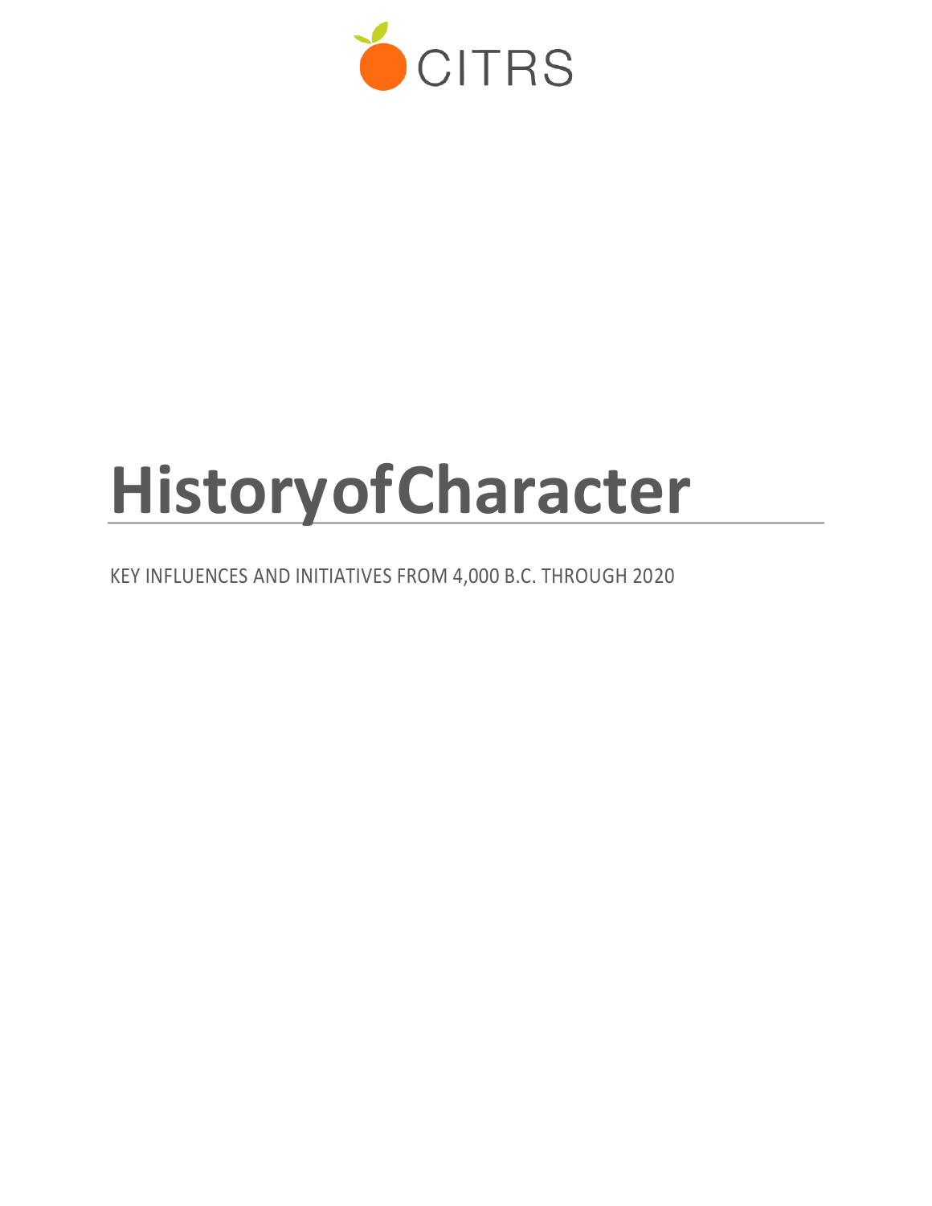CITRS

# History of Character

KEY INFLUENCES AND INITIATIVES FROM 4,000 B.C. THROUGH 2020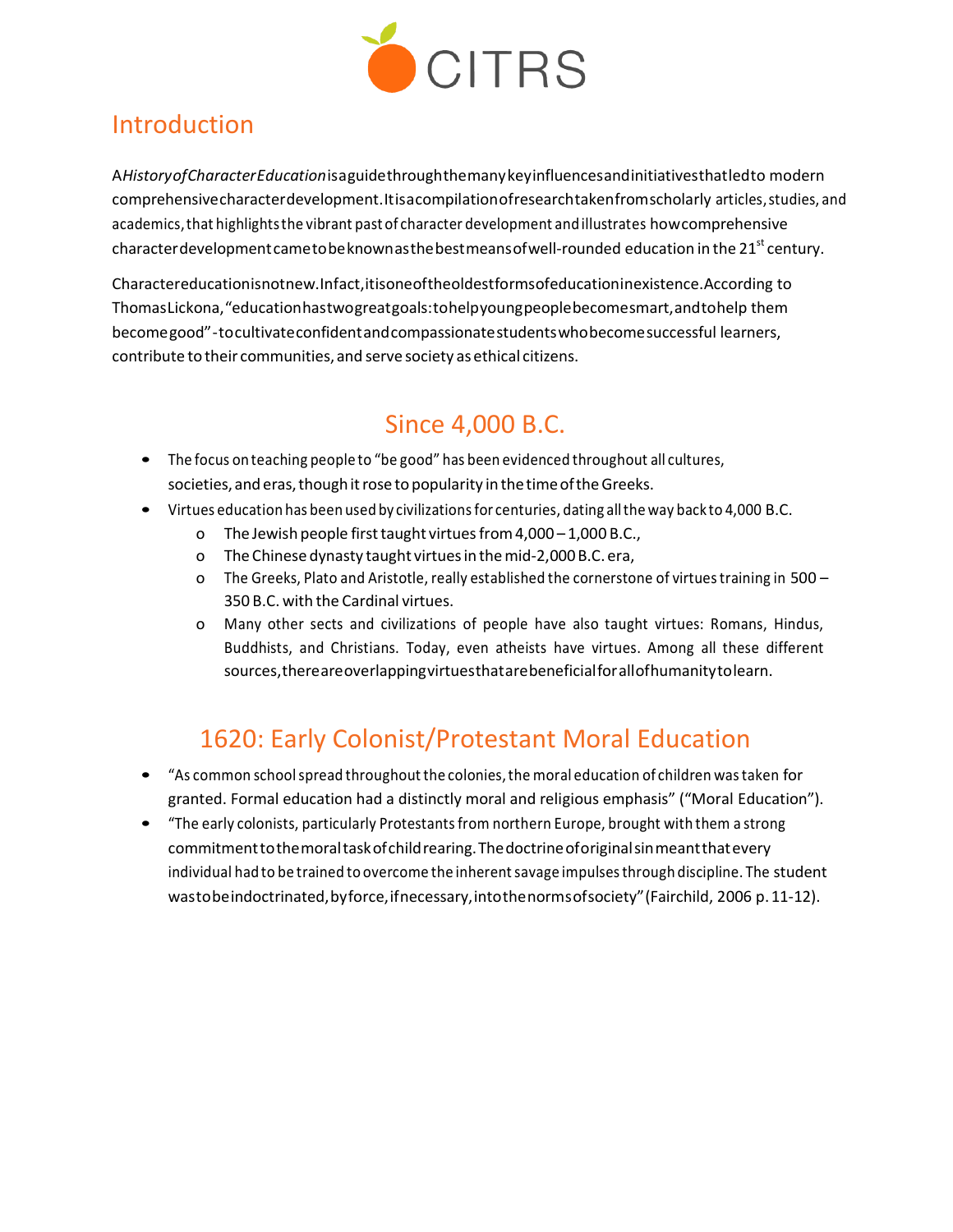## Introduction

A *History of Character Education* is a guide through the many key influences and initiatives that led to modern comprehensive character development. It is a compilation of research taken from scholarly articles, studies, and academics, that highlights the vibrant past of character development and illustrates how comprehensive character development came to be known as the best means of well-rounded education in the 21st century.

Character education is not new. In fact, it is one of the oldest forms of education in existence. According to Thomas Lickona, "education has two great goals: to help young people become smart, and to help them become good" - to cultivate confident and compassionate students who become successful learners, contribute to their communities, and serve society as ethical citizens.

## Since 4,000 B.C.

- The focus on teaching people to "be good" has been evidenced throughout all cultures, societies, and eras, though it rose to popularity in the time of the Greeks.
- Virtues education has been used by civilizations for centuries, dating all the way back to 4,000 B.C.
  - The Jewish people first taught virtues from 4,000 – 1,000 B.C.,
  - The Chinese dynasty taught virtues in the mid-2,000 B.C. era,
  - The Greeks, Plato and Aristotle, really established the cornerstone of virtues training in 500 – 350 B.C. with the Cardinal virtues.
  - Many other sects and civilizations of people have also taught virtues: Romans, Hindus, Buddhists, and Christians. Today, even atheists have virtues. Among all these different sources, there are overlapping virtues that are beneficial for all of humanity to learn.

## 1620: Early Colonist/Protestant Moral Education

- "As common school spread throughout the colonies, the moral education of children was taken for granted. Formal education had a distinctly moral and religious emphasis" ("Moral Education").
- "The early colonists, particularly Protestants from northern Europe, brought with them a strong commitment to the moral task of child rearing. The doctrine of original sin meant that every individual had to be trained to overcome the inherent savage impulses through discipline. The student was to be indoctrinated, by force, if necessary, into the norms of society" (Fairchild, 2006 p. 11-12).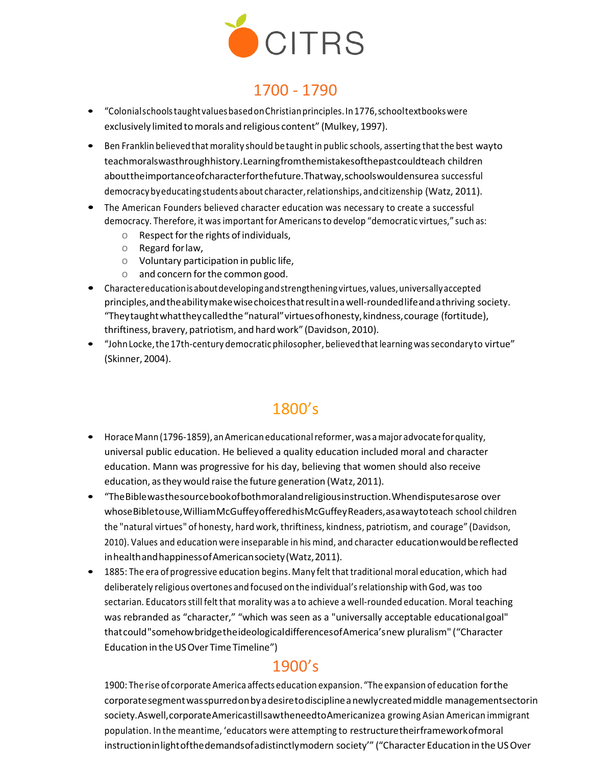# 1700 - 1790

- "Colonial schools taught values based on Christian principles. In 1776, school textbooks were exclusively limited to morals and religious content" (Mulkey, 1997).
- Ben Franklin believed that morality should be taught in public schools, asserting that the best way to teach morals was through history. Learning from the mistakes of the past could teach children about the importance of character for the future. That way, schools would ensure a successful democracy by educating students about character, relationships, and citizenship (Watz, 2011).
- The American Founders believed character education was necessary to create a successful democracy. Therefore, it was important for Americans to develop "democratic virtues," such as:
  - Respect for the rights of individuals,
  - Regard for law,
  - Voluntary participation in public life,
  - and concern for the common good.
- Character education is about developing and strengthening virtues, values, universally accepted principles, and the ability make wise choices that result in a well-rounded life and a thriving society. "They taught what they called the "natural" virtues of honesty, kindness, courage (fortitude), thriftiness, bravery, patriotism, and hard work" (Davidson, 2010).
- "John Locke, the 17th-century democratic philosopher, believed that learning was secondary to virtue" (Skinner, 2004).

# 1800's

- Horace Mann (1796-1859), an American educational reformer, was a major advocate for quality, universal public education. He believed a quality education included moral and character education. Mann was progressive for his day, believing that women should also receive education, as they would raise the future generation (Watz, 2011).
- "The Bible was the source book of both moral and religious instruction. When disputes arose over whose Bible to use, William McGuffey offered his McGuffey Readers, as a way to teach school children the "natural virtues" of honesty, hard work, thriftiness, kindness, patriotism, and courage" (Davidson, 2010). Values and education were inseparable in his mind, and character education would be reflected in health and happiness of American society (Watz, 2011).
- 1885: The era of progressive education begins. Many felt that traditional moral education, which had deliberately religious overtones and focused on the individual's relationship with God, was too sectarian. Educators still felt that morality was a to achieve a well-rounded education. Moral teaching was rebranded as "character," "which was seen as a "universally acceptable educational goal" that could "somehow bridge the ideological differences of America's new pluralism" ("Character Education in the US Over Time Timeline")

# 1900's

1900: The rise of corporate America affects education expansion. "The expansion of education for the corporate segment was spurred on by a desire to discipline a newly created middle management sector in society. As well, corporate America still saw the need to Americanize a growing Asian American immigrant population. In the meantime, 'educators were attempting to restructure their framework of moral instruction in light of the demands of a distinctly modern society'" ("Character Education in the US Over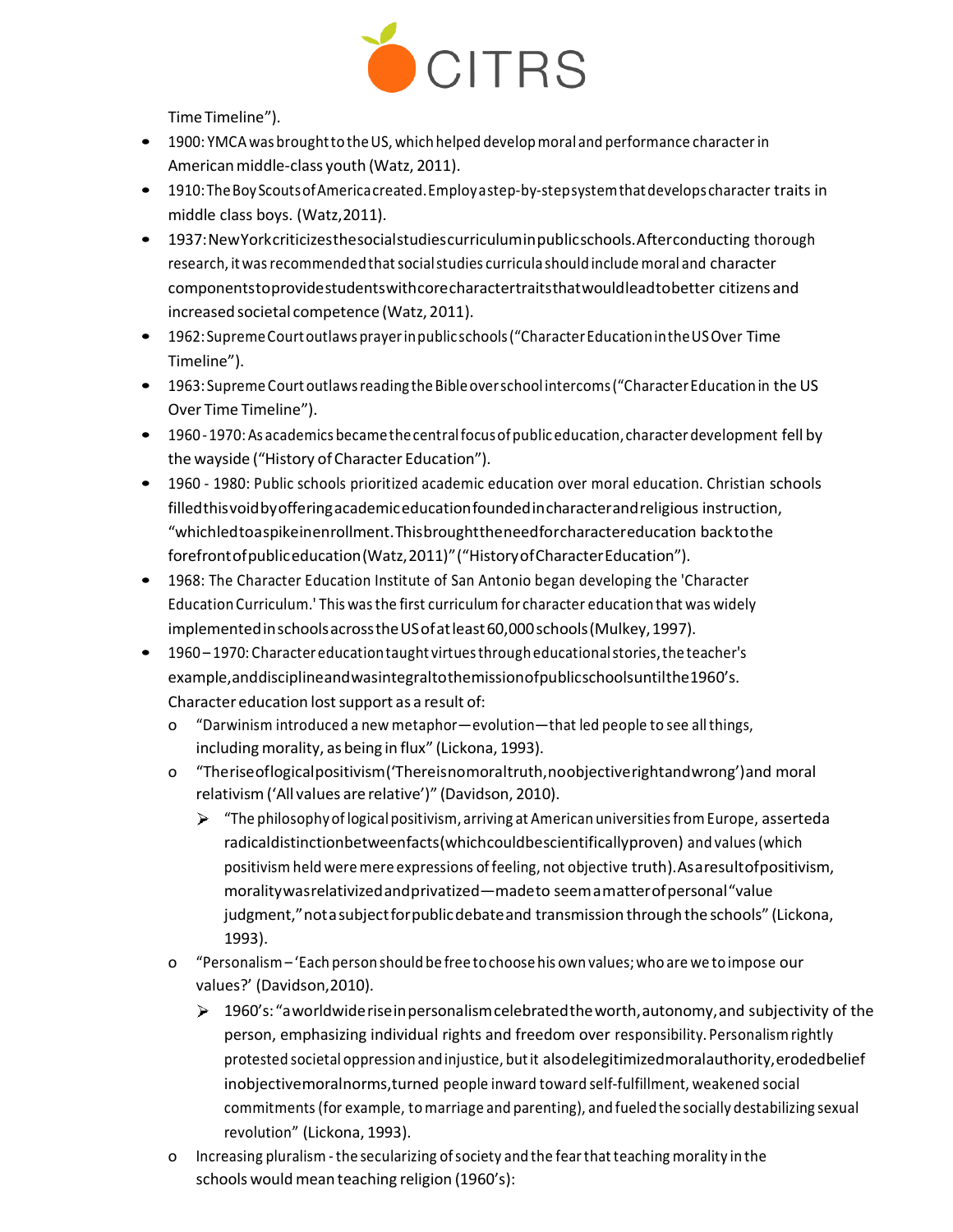Time Timeline").

- 1900: YMCA was brought to the US, which helped develop moral and performance character in American middle-class youth (Watz, 2011).
- 1910: The Boy Scouts of America created. Employ a step-by-step system that develops character traits in middle class boys. (Watz, 2011).
- 1937: New York criticizes the social studies curriculum in public schools. After conducting thorough research, it was recommended that social studies curricula should include moral and character components to provide students with core character traits that would lead to better citizens and increased societal competence (Watz, 2011).
- 1962: Supreme Court outlaws prayer in public schools ("Character Education in the US Over Time Timeline").
- 1963: Supreme Court outlaws reading the Bible over school intercoms ("Character Education in the US Over Time Timeline").
- 1960 - 1970: As academics became the central focus of public education, character development fell by the wayside ("History of Character Education").
- 1960 - 1980: Public schools prioritized academic education over moral education. Christian schools filled this void by offering academic education founded in character and religious instruction, "which led to a spike in enrollment. This brought the need for character education back to the forefront of public education (Watz, 2011)" ("History of Character Education").
- 1968: The Character Education Institute of San Antonio began developing the 'Character Education Curriculum.' This was the first curriculum for character education that was widely implemented in schools across the US of at least 60,000 schools (Mulkey, 1997).
- 1960 – 1970: Character education taught virtues through educational stories, the teacher's example, and discipline and was integral to the mission of public schools until the 1960's. Character education lost support as a result of:
  - "Darwinism introduced a new metaphor—evolution—that led people to see all things, including morality, as being in flux" (Lickona, 1993).
  - "The rise of logical positivism ('There is no moral truth, no objective right and wrong') and moral relativism ('All values are relative')" (Davidson, 2010).
    - "The philosophy of logical positivism, arriving at American universities from Europe, asserted a radical distinction between facts (which could be scientifically proven) and values (which positivism held were mere expressions of feeling, not objective truth). As a result of positivism, morality was relativized and privatized—made to seem a matter of personal "value judgment," not a subject for public debate and transmission through the schools" (Lickona, 1993).
  - "Personalism – 'Each person should be free to choose his own values; who are we to impose our values?' (Davidson, 2010).
    - 1960's: "a worldwide rise in personalism celebrated the worth, autonomy, and subjectivity of the person, emphasizing individual rights and freedom over responsibility. Personalism rightly protested societal oppression and injustice, but it also delegitimized moral authority, eroded belief in objective moral norms, turned people inward toward self-fulfillment, weakened social commitments (for example, to marriage and parenting), and fueled the socially destabilizing sexual revolution" (Lickona, 1993).
  - Increasing pluralism - the secularizing of society and the fear that teaching morality in the schools would mean teaching religion (1960's):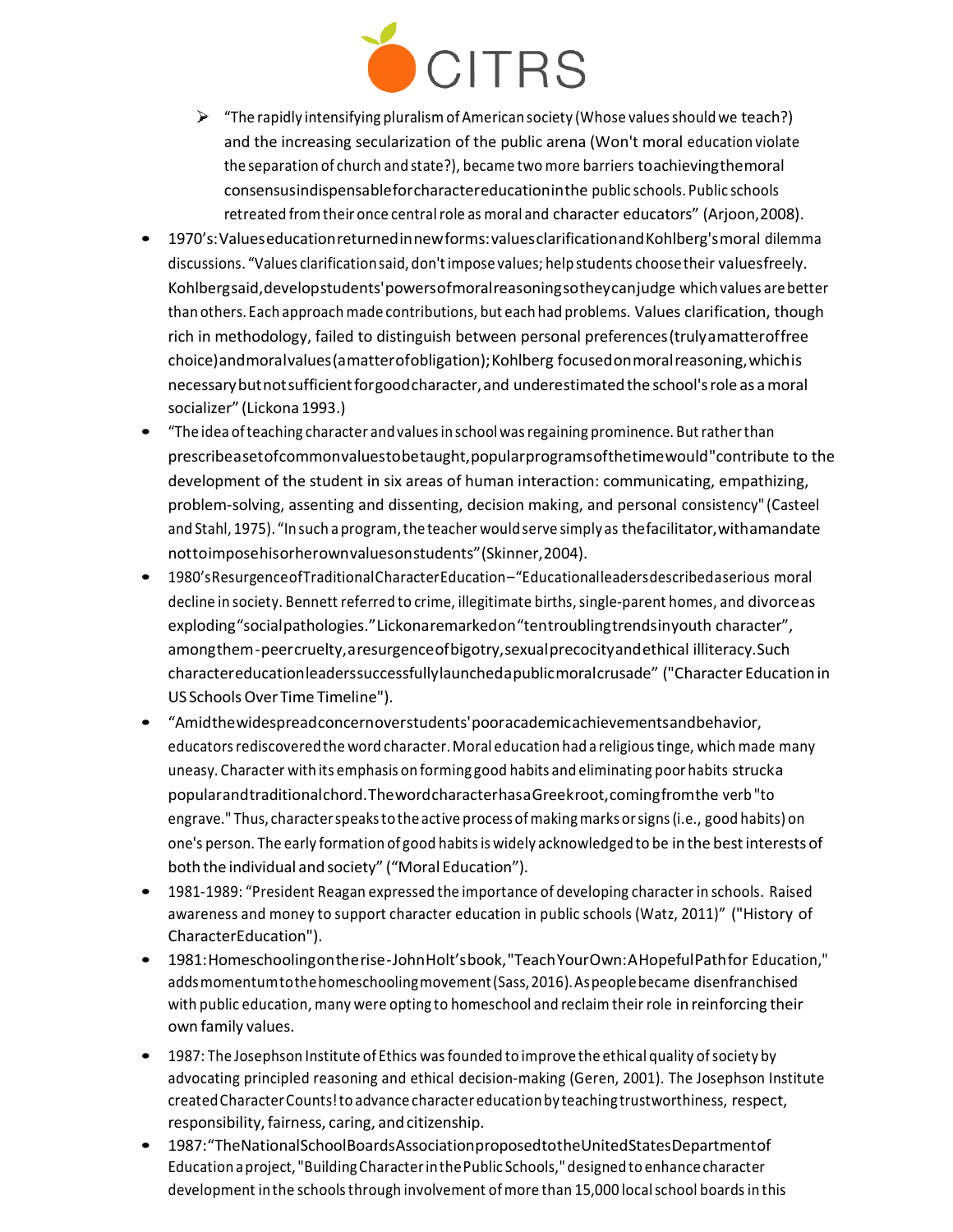- "The rapidly intensifying pluralism of American society (Whose values should we teach?) and the increasing secularization of the public arena (Won't moral education violate the separation of church and state?), became two more barriers to achieving the moral consensus indispensable for character education in the public schools. Public schools retreated from their once central role as moral and character educators" (Arjoon, 2008).

- 1970's: Values education returned in new forms: values clarification and Kohlberg's moral dilemma discussions. "Values clarification said, don't impose values; help students choose their values freely. Kohlberg said, develop students' powers of moral reasoning so they can judge which values are better than others. Each approach made contributions, but each had problems. Values clarification, though rich in methodology, failed to distinguish between personal preferences (truly a matter of free choice) and moral values (a matter of obligation); Kohlberg focused on moral reasoning, which is necessary but not sufficient for good character, and underestimated the school's role as a moral socializer" (Lickona 1993.)
- "The idea of teaching character and values in school was regaining prominence. But rather than prescribe a set of common values to be taught, popular programs of the time would "contribute to the development of the student in six areas of human interaction: communicating, empathizing, problem-solving, assenting and dissenting, decision making, and personal consistency" (Casteel and Stahl, 1975). "In such a program, the teacher would serve simply as the facilitator, with a mandate not to impose his or her own values on students" (Skinner, 2004).
- 1980's Resurgence of Traditional Character Education – "Educational leaders described a serious moral decline in society. Bennett referred to crime, illegitimate births, single-parent homes, and divorce as exploding "social pathologies." Lickona remarked on "ten troubling trends in youth character", among them - peer cruelty, a resurgence of bigotry, sexual precocity and ethical illiteracy. Such character education leaders successfully launched a public moral crusade" ("Character Education in US Schools Over Time Timeline").
- "Amid the widespread concern over students' poor academic achievements and behavior, educators rediscovered the word character. Moral education had a religious tinge, which made many uneasy. Character with its emphasis on forming good habits and eliminating poor habits struck a popular and traditional chord. The word character has a Greek root, coming from the verb "to engrave." Thus, character speaks to the active process of making marks or signs (i.e., good habits) on one's person. The early formation of good habits is widely acknowledged to be in the best interests of both the individual and society" ("Moral Education").
- 1981-1989: "President Reagan expressed the importance of developing character in schools. Raised awareness and money to support character education in public schools (Watz, 2011)" ("History of Character Education").
- 1981: Homeschooling on the rise - John Holt's book, "Teach Your Own: A Hopeful Path for Education," adds momentum to the homeschooling movement (Sass, 2016). As people became disenfranchised with public education, many were opting to homeschool and reclaim their role in reinforcing their own family values.
- 1987: The Josephson Institute of Ethics was founded to improve the ethical quality of society by advocating principled reasoning and ethical decision-making (Geren, 2001). The Josephson Institute created Character Counts! to advance character education by teaching trustworthiness, respect, responsibility, fairness, caring, and citizenship.
- 1987: "The National School Boards Association proposed to the United States Department of Education a project, "Building Character in the Public Schools," designed to enhance character development in the schools through involvement of more than 15,000 local school boards in this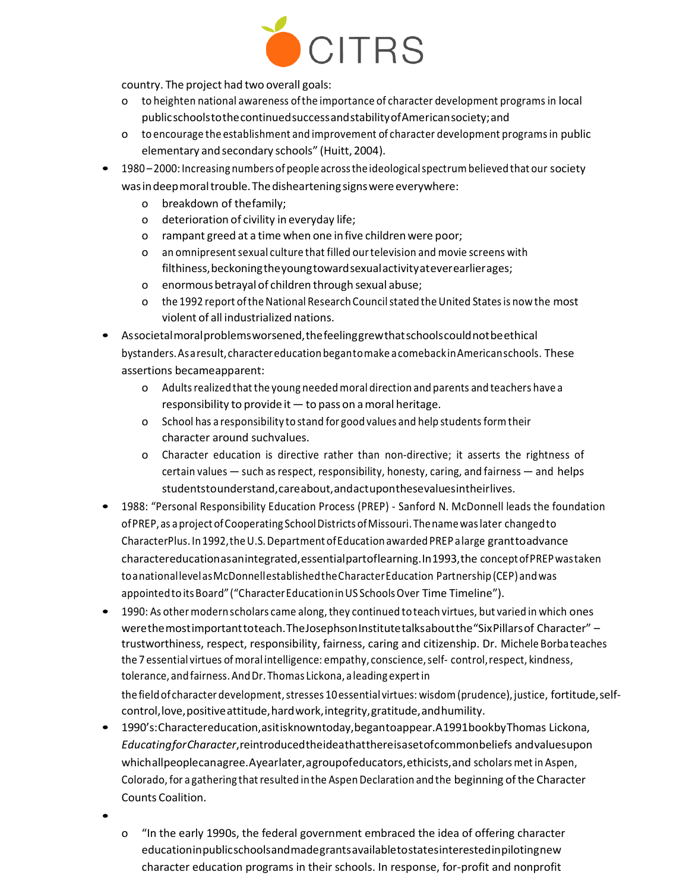country. The project had two overall goals:
  - to heighten national awareness of the importance of character development programs in local public schools to the continued success and stability of American society; and
  - to encourage the establishment and improvement of character development programs in public elementary and secondary schools" (Huitt, 2004).
- 1980 – 2000: Increasing numbers of people across the ideological spectrum believed that our society was in deep moral trouble. The disheartening signs were everywhere:
  - breakdown of the family;
  - deterioration of civility in everyday life;
  - rampant greed at a time when one in five children were poor;
  - an omnipresent sexual culture that filled our television and movie screens with filthiness, beckoning the young toward sexual activity at ever earlier ages;
  - enormous betrayal of children through sexual abuse;
  - the 1992 report of the National Research Council stated the United States is now the most violent of all industrialized nations.
- As societal moral problems worsened, the feeling grew that schools could not be ethical bystanders. As a result, character education began to make a comeback in American schools. These assertions became apparent:
  - Adults realized that the young needed moral direction and parents and teachers have a responsibility to provide it — to pass on a moral heritage.
  - School has a responsibility to stand for good values and help students form their character around such values.
  - Character education is directive rather than non-directive; it asserts the rightness of certain values — such as respect, responsibility, honesty, caring, and fairness — and helps students to understand, care about, and act upon these values in their lives.
- 1988: "Personal Responsibility Education Process (PREP) - Sanford N. McDonnell leads the foundation of PREP, as a project of Cooperating School Districts of Missouri. The name was later changed to CharacterPlus. In 1992, the U.S. Department of Education awarded PREP a large grant to advance character education as an integrated, essential part of learning. In 1993, the concept of PREP was taken to a national level as McDonnell established the Character Education Partnership (CEP) and was appointed to its Board" ("Character Education in US Schools Over Time Timeline").
- 1990: As other modern scholars came along, they continued to teach virtues, but varied in which ones were the most important to teach. The Josephson Institute talks about the "Six Pillars of Character" – trustworthiness, respect, responsibility, fairness, caring and citizenship. Dr. Michele Borba teaches the 7 essential virtues of moral intelligence: empathy, conscience, self- control, respect, kindness, tolerance, and fairness. And Dr. Thomas Lickona, a leading expert in the field of character development, stresses 10 essential virtues: wisdom (prudence), justice, fortitude, self-control, love, positive attitude, hard work, integrity, gratitude, and humility.
- 1990's: Character education, as it is known today, began to appear. A 1991 book by Thomas Lickona, *Educating for Character*, reintroduced the idea that there is a set of common beliefs and values upon which all people can agree. A year later, a group of educators, ethicists, and scholars met in Aspen, Colorado, for a gathering that resulted in the Aspen Declaration and the beginning of the Character Counts Coalition.
- 
  - "In the early 1990s, the federal government embraced the idea of offering character education in public schools and made grants available to states interested in piloting new character education programs in their schools. In response, for-profit and nonprofit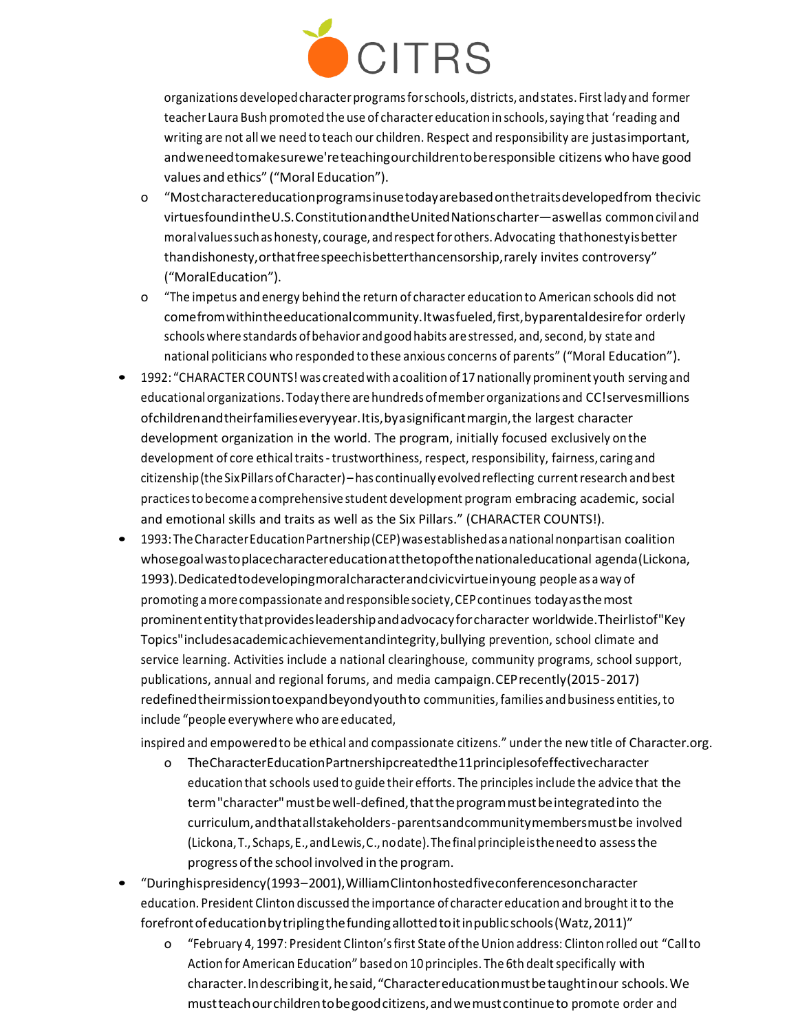organizations developed character programs for schools, districts, and states. First lady and former teacher Laura Bush promoted the use of character education in schools, saying that 'reading and writing are not all we need to teach our children. Respect and responsibility are just as important, and we need to make sure we're teaching our children to be responsible citizens who have good values and ethics" ("Moral Education").

  - "Most character education programs in use today are based on the traits developed from the civic virtues found in the U.S. Constitution and the United Nations charter—as well as common civil and moral values such as honesty, courage, and respect for others. Advocating that honesty is better than dishonesty, or that free speech is better than censorship, rarely invites controversy" ("Moral Education").
  - "The impetus and energy behind the return of character education to American schools did not come from within the educational community. It was fueled, first, by parental desire for orderly schools where standards of behavior and good habits are stressed, and, second, by state and national politicians who responded to these anxious concerns of parents" ("Moral Education").

- 1992: "CHARACTER COUNTS! was created with a coalition of 17 nationally prominent youth serving and educational organizations. Today there are hundreds of member organizations and CC! serves millions of children and their families every year. It is, by a significant margin, the largest character development organization in the world. The program, initially focused exclusively on the development of core ethical traits - trustworthiness, respect, responsibility, fairness, caring and citizenship (the Six Pillars of Character) – has continually evolved reflecting current research and best practices to become a comprehensive student development program embracing academic, social and emotional skills and traits as well as the Six Pillars." (CHARACTER COUNTS!).
- 1993: The Character Education Partnership (CEP) was established as a national nonpartisan coalition whose goal was to place character education at the top of the national educational agenda (Lickona, 1993). Dedicated to developing moral character and civic virtue in young people as a way of promoting a more compassionate and responsible society, CEP continues today as the most prominent entity that provides leadership and advocacy for character worldwide. Their list of "Key Topics" includes academic achievement and integrity, bullying prevention, school climate and service learning. Activities include a national clearinghouse, community programs, school support, publications, annual and regional forums, and media campaign. CEP recently (2015-2017) redefined their mission to expand beyond youth to communities, families and business entities, to include "people everywhere who are educated, inspired and empowered to be ethical and compassionate citizens." under the new title of Character.org.
  - The Character Education Partnership created the 11 principles of effective character education that schools used to guide their efforts. The principles include the advice that the term "character" must be well-defined, that the program must be integrated into the curriculum, and that all stakeholders - parents and community members must be involved (Lickona, T., Schaps, E., and Lewis, C., no date). The final principle is the need to assess the progress of the school involved in the program.
- "During his presidency (1993–2001), William Clinton hosted five conferences on character education. President Clinton discussed the importance of character education and brought it to the forefront of education by tripling the funding allotted to it in public schools (Watz, 2011)"
  - "February 4, 1997: President Clinton's first State of the Union address: Clinton rolled out "Call to Action for American Education" based on 10 principles. The 6th dealt specifically with character. In describing it, he said, "Character education must be taught in our schools. We must teach our children to be good citizens, and we must continue to promote order and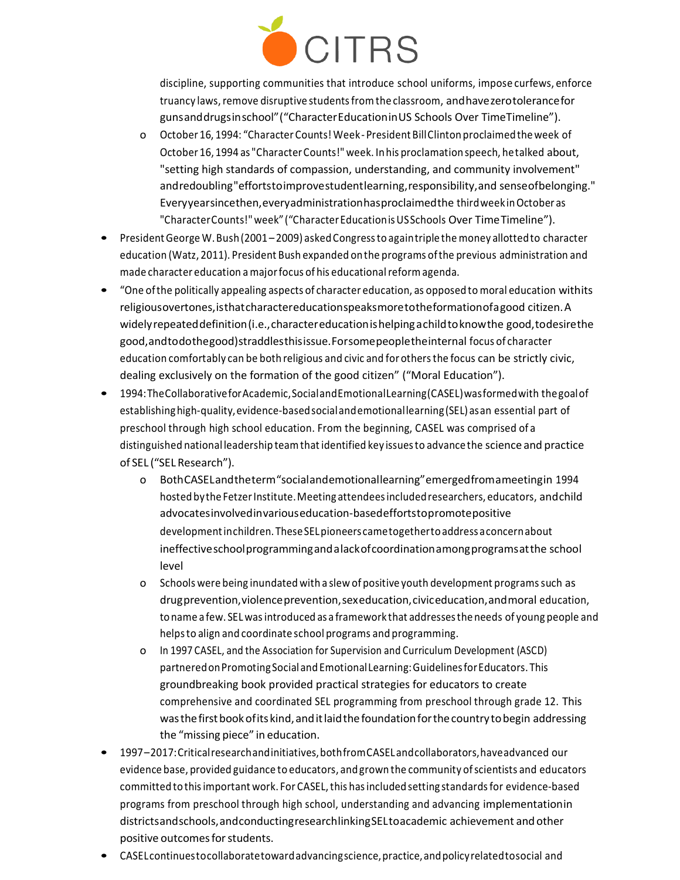discipline, supporting communities that introduce school uniforms, impose curfews, enforce truancy laws, remove disruptive students from the classroom, and have zero tolerance for guns and drugs in school" ("Character Education in US Schools Over Time Timeline").

  - October 16, 1994: "Character Counts! Week - President Bill Clinton proclaimed the week of October 16, 1994 as "Character Counts!" week. In his proclamation speech, he talked about, "setting high standards of compassion, understanding, and community involvement" and redoubling "efforts to improve student learning, responsibility, and sense of belonging." Every year since then, every administration has proclaimed the third week in October as "Character Counts!" week" ("Character Education is US Schools Over Time Timeline").

- President George W. Bush (2001 – 2009) asked Congress to again triple the money allotted to character education (Watz, 2011). President Bush expanded on the programs of the previous administration and made character education a major focus of his educational reform agenda.
- "One of the politically appealing aspects of character education, as opposed to moral education with its religious overtones, is that character education speaks more to the formation of a good citizen. A widely repeated definition (i.e., character education is helping a child to know the good, to desire the good, and to do the good) straddles this issue. For some people the internal focus of character education comfortably can be both religious and civic and for others the focus can be strictly civic, dealing exclusively on the formation of the good citizen" ("Moral Education").
- 1994: The Collaborative for Academic, Social and Emotional Learning (CASEL) was formed with the goal of establishing high-quality, evidence-based social and emotional learning (SEL) as an essential part of preschool through high school education. From the beginning, CASEL was comprised of a distinguished national leadership team that identified key issues to advance the science and practice of SEL ("SEL Research").
  - Both CASEL and the term "social and emotional learning" emerged from a meeting in 1994 hosted by the Fetzer Institute. Meeting attendees included researchers, educators, and child advocates involved in various education-based efforts to promote positive development in children. These SEL pioneers came together to address a concern about ineffective school programming and a lack of coordination among programs at the school level
  - Schools were being inundated with a slew of positive youth development programs such as drug prevention, violence prevention, sex education, civic education, and moral education, to name a few. SEL was introduced as a framework that addresses the needs of young people and helps to align and coordinate school programs and programming.
  - In 1997 CASEL, and the Association for Supervision and Curriculum Development (ASCD) partnered on Promoting Social and Emotional Learning: Guidelines for Educators. This groundbreaking book provided practical strategies for educators to create comprehensive and coordinated SEL programming from preschool through grade 12. This was the first book of its kind, and it laid the foundation for the country to begin addressing the "missing piece" in education.
- 1997–2017: Critical research and initiatives, both from CASEL and collaborators, have advanced our evidence base, provided guidance to educators, and grown the community of scientists and educators committed to this important work. For CASEL, this has included setting standards for evidence-based programs from preschool through high school, understanding and advancing implementation in districts and schools, and conducting research linking SEL to academic achievement and other positive outcomes for students.
- CASEL continues to collaborate toward advancing science, practice, and policy related to social and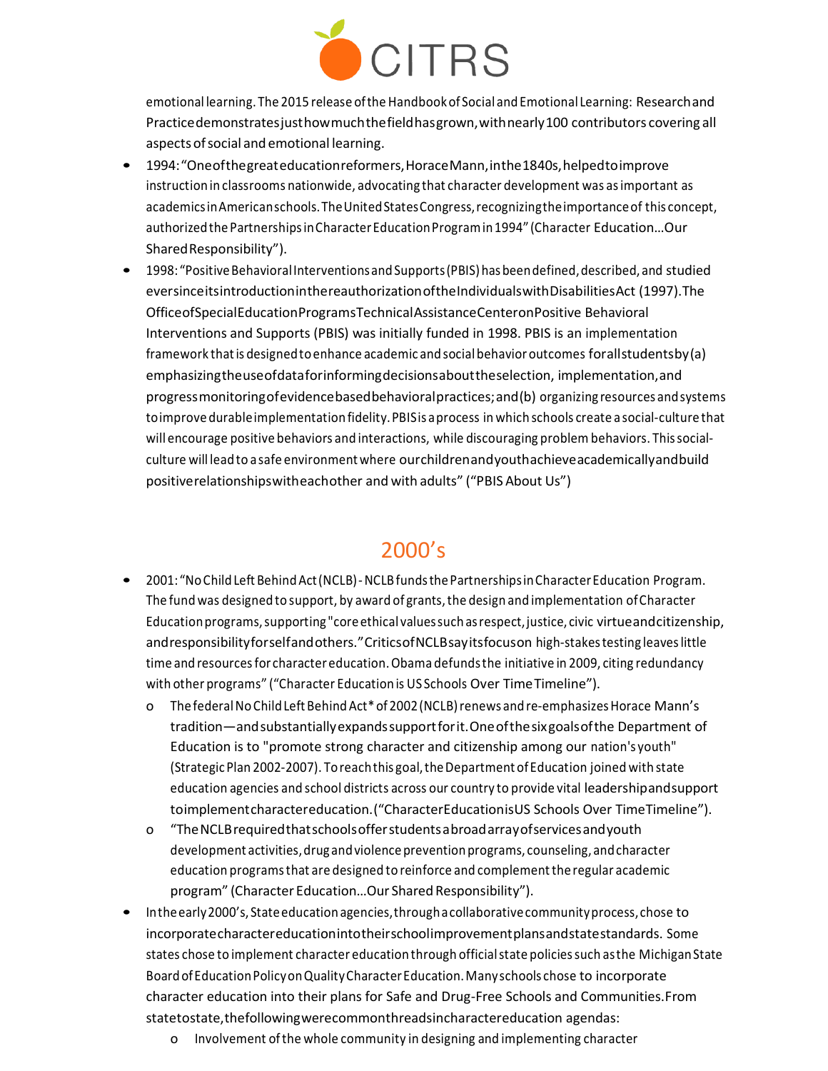emotional learning. The 2015 release of the Handbook of Social and Emotional Learning: Research and Practice demonstrates just how much the field has grown, with nearly 100 contributors covering all aspects of social and emotional learning.

- 1994: "One of the great education reformers, Horace Mann, in the 1840s, helped to improve instruction in classrooms nationwide, advocating that character development was as important as academics in American schools. The United States Congress, recognizing the importance of this concept, authorized the Partnerships in Character Education Program in 1994" (Character Education…Our Shared Responsibility").
- 1998: "Positive Behavioral Interventions and Supports (PBIS) has been defined, described, and studied ever since its introduction in the reauthorization of the Individuals with Disabilities Act (1997). The Office of Special Education Programs Technical Assistance Center on Positive Behavioral Interventions and Supports (PBIS) was initially funded in 1998. PBIS is an implementation framework that is designed to enhance academic and social behavior outcomes for all students by (a) emphasizing the use of data for informing decisions about the selection, implementation, and progress monitoring of evidence based behavioral practices; and (b) organizing resources and systems to improve durable implementation fidelity. PBIS is a process in which schools create a social-culture that will encourage positive behaviors and interactions, while discouraging problem behaviors. This social-culture will lead to a safe environment where our children and youth achieve academically and build positive relationships with each other and with adults" ("PBIS About Us")

## 2000's

- 2001: "No Child Left Behind Act (NCLB) - NCLB funds the Partnerships in Character Education Program. The fund was designed to support, by award of grants, the design and implementation of Character Education programs, supporting "core ethical values such as respect, justice, civic virtue and citizenship, and responsibility for self and others." Critics of NCLB say its focus on high-stakes testing leaves little time and resources for character education. Obama defunds the initiative in 2009, citing redundancy with other programs" ("Character Education is US Schools Over Time Timeline").
  - The federal No Child Left Behind Act* of 2002 (NCLB) renews and re-emphasizes Horace Mann's tradition—and substantially expands support for it. One of the six goals of the Department of Education is to "promote strong character and citizenship among our nation's youth" (Strategic Plan 2002-2007). To reach this goal, the Department of Education joined with state education agencies and school districts across our country to provide vital leadership and support to implement character education. ("Character Education is US Schools Over Time Timeline").
  - "The NCLB required that schools offer students a broad array of services and youth development activities, drug and violence prevention programs, counseling, and character education programs that are designed to reinforce and complement the regular academic program" (Character Education…Our Shared Responsibility").
- In the early 2000's, State education agencies, through a collaborative community process, chose to incorporate character education into their school improvement plans and state standards. Some states chose to implement character education through official state policies such as the Michigan State Board of Education Policy on Quality Character Education. Many schools chose to incorporate character education into their plans for Safe and Drug-Free Schools and Communities. From state to state, the following were common threads in character education agendas:
  - Involvement of the whole community in designing and implementing character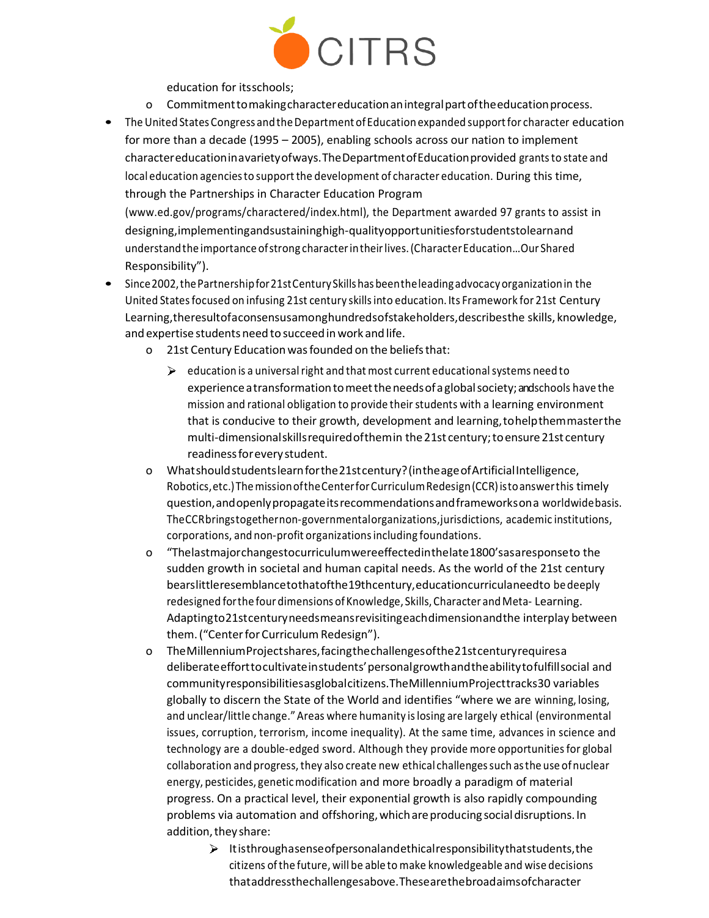education for its schools;

- Commitment to making character education an integral part of the education process.

- The United States Congress and the Department of Education expanded support for character education for more than a decade (1995 – 2005), enabling schools across our nation to implement character education in a variety of ways. The Department of Education provided grants to state and local education agencies to support the development of character education. During this time, through the Partnerships in Character Education Program (www.ed.gov/programs/charactered/index.html), the Department awarded 97 grants to assist in designing, implementing and sustaining high-quality opportunities for students to learn and understand the importance of strong character in their lives. (Character Education…Our Shared Responsibility").
- Since 2002, the Partnership for 21st Century Skills has been the leading advocacy organization in the United States focused on infusing 21st century skills into education. Its Framework for 21st Century Learning, the result of a consensus among hundreds of stakeholders, describes the skills, knowledge, and expertise students need to succeed in work and life.
  - 21st Century Education was founded on the beliefs that:
    - education is a universal right and that most current educational systems need to experience a transformation to meet the needs of a global society; and schools have the mission and rational obligation to provide their students with a learning environment that is conducive to their growth, development and learning, to help them master the multi-dimensional skills required of them in the 21st century; to ensure 21st century readiness for every student.
  - What should students learn for the 21st century? (in the age of Artificial Intelligence, Robotics, etc.) The mission of the Center for Curriculum Redesign (CCR) is to answer this timely question, and openly propagate its recommendations and frameworks on a worldwide basis. The CCR brings together non-governmental organizations, jurisdictions, academic institutions, corporations, and non-profit organizations including foundations.
  - "The last major changes to curriculum were effected in the late 1800's as a response to the sudden growth in societal and human capital needs. As the world of the 21st century bears little resemblance to that of the 19th century, education curricula need to be deeply redesigned for the four dimensions of Knowledge, Skills, Character and Meta- Learning. Adapting to 21st century needs means revisiting each dimension and the interplay between them. ("Center for Curriculum Redesign").
  - The Millennium Project shares, facing the challenges of the 21st century requires a deliberate effort to cultivate in students' personal growth and the ability to fulfill social and community responsibilities as global citizens. The Millennium Project tracks 30 variables globally to discern the State of the World and identifies "where we are winning, losing, and unclear/little change." Areas where humanity is losing are largely ethical (environmental issues, corruption, terrorism, income inequality). At the same time, advances in science and technology are a double-edged sword. Although they provide more opportunities for global collaboration and progress, they also create new ethical challenges such as the use of nuclear energy, pesticides, genetic modification and more broadly a paradigm of material progress. On a practical level, their exponential growth is also rapidly compounding problems via automation and offshoring, which are producing social disruptions. In addition, they share:
    - It is through a sense of personal and ethical responsibility that students, the citizens of the future, will be able to make knowledgeable and wise decisions that address the challenges above. These are the broad aims of character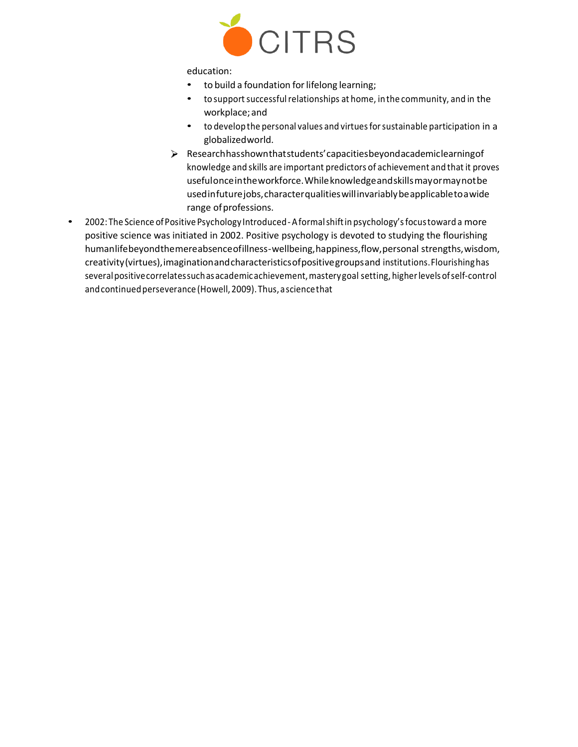education:

- to build a foundation for lifelong learning;
- to support successful relationships at home, in the community, and in the workplace; and
- to develop the personal values and virtues for sustainable participation in a globalized world.

➢ Research has shown that students' capacities beyond academic learning of knowledge and skills are important predictors of achievement and that it proves useful once in the workforce. While knowledge and skills may or may not be used in future jobs, character qualities will invariably be applicable to a wide range of professions.

- 2002: The Science of Positive Psychology Introduced - A formal shift in psychology's focus toward a more positive science was initiated in 2002. Positive psychology is devoted to studying the flourishing human life beyond the mere absence of illness - wellbeing, happiness, flow, personal strengths, wisdom, creativity (virtues), imagination and characteristics of positive groups and institutions. Flourishing has several positive correlates such as academic achievement, mastery goal setting, higher levels of self-control and continued perseverance (Howell, 2009). Thus, a science that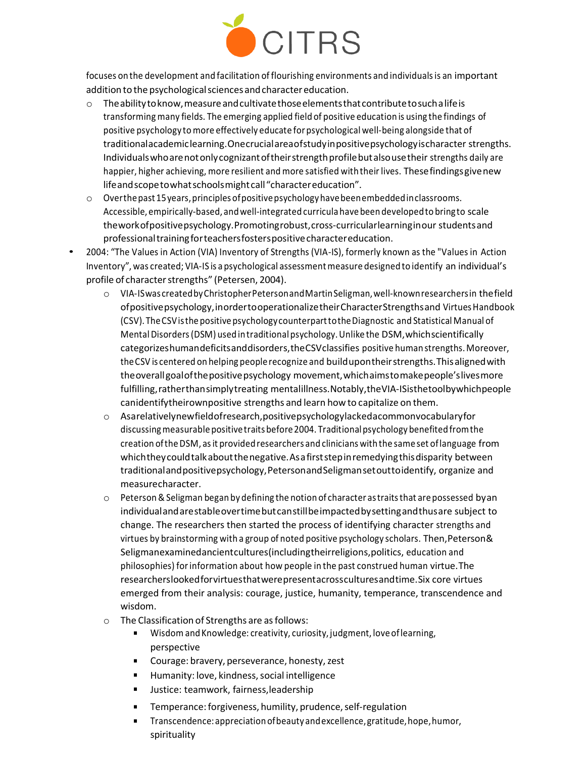focuses on the development and facilitation of flourishing environments and individuals is an important addition to the psychological sciences and character education.

- The ability to know, measure and cultivate those elements that contribute to such a life is transforming many fields. The emerging applied field of positive education is using the findings of positive psychology to more effectively educate for psychological well-being alongside that of traditional academic learning. One crucial area of study in positive psychology is character strengths. Individuals who are not only cognizant of their strength profile but also use their strengths daily are happier, higher achieving, more resilient and more satisfied with their lives. These findings give new life and scope to what schools might call "character education".
- Over the past 15 years, principles of positive psychology have been embedded in classrooms. Accessible, empirically-based, and well-integrated curricula have been developed to bring to scale the work of positive psychology. Promoting robust, cross-curricular learning in our students and professional training for teachers fosters positive character education.

- 2004: "The Values in Action (VIA) Inventory of Strengths (VIA-IS), formerly known as the "Values in Action Inventory", was created; VIA-IS is a psychological assessment measure designed to identify an individual's profile of character strengths" (Petersen, 2004).
  - VIA-IS was created by Christopher Peterson and Martin Seligman, well-known researchers in the field of positive psychology, in order to operationalize their Character Strengths and Virtues Handbook (CSV). The CSV is the positive psychology counterpart to the Diagnostic and Statistical Manual of Mental Disorders (DSM) used in traditional psychology. Unlike the DSM, which scientifically categorizes human deficits and disorders, the CSV classifies positive human strengths. Moreover, the CSV is centered on helping people recognize and build upon their strengths. This aligned with the overall goal of the positive psychology movement, which aims to make people's lives more fulfilling, rather than simply treating mental illness. Notably, the VIA-IS is the tool by which people can identify their own positive strengths and learn how to capitalize on them.
  - As a relatively new field of research, positive psychology lacked a common vocabulary for discussing measurable positive traits before 2004. Traditional psychology benefited from the creation of the DSM, as it provided researchers and clinicians with the same set of language from which they could talk about the negative. As a first step in remedying this disparity between traditional and positive psychology, Peterson and Seligman set out to identify, organize and measure character.
  - Peterson & Seligman began by defining the notion of character as traits that are possessed by an individual and are stable over time but can still be impacted by setting and thus are subject to change. The researchers then started the process of identifying character strengths and virtues by brainstorming with a group of noted positive psychology scholars. Then, Peterson & Seligman examined ancient cultures (including their religions, politics, education and philosophies) for information about how people in the past construed human virtue. The researchers looked for virtues that were present across cultures and time. Six core virtues emerged from their analysis: courage, justice, humanity, temperance, transcendence and wisdom.
  - The Classification of Strengths are as follows:
    - Wisdom and Knowledge: creativity, curiosity, judgment, love of learning, perspective
    - Courage: bravery, perseverance, honesty, zest
    - Humanity: love, kindness, social intelligence
    - Justice: teamwork, fairness, leadership
    - Temperance: forgiveness, humility, prudence, self-regulation
    - Transcendence: appreciation of beauty and excellence, gratitude, hope, humor, spirituality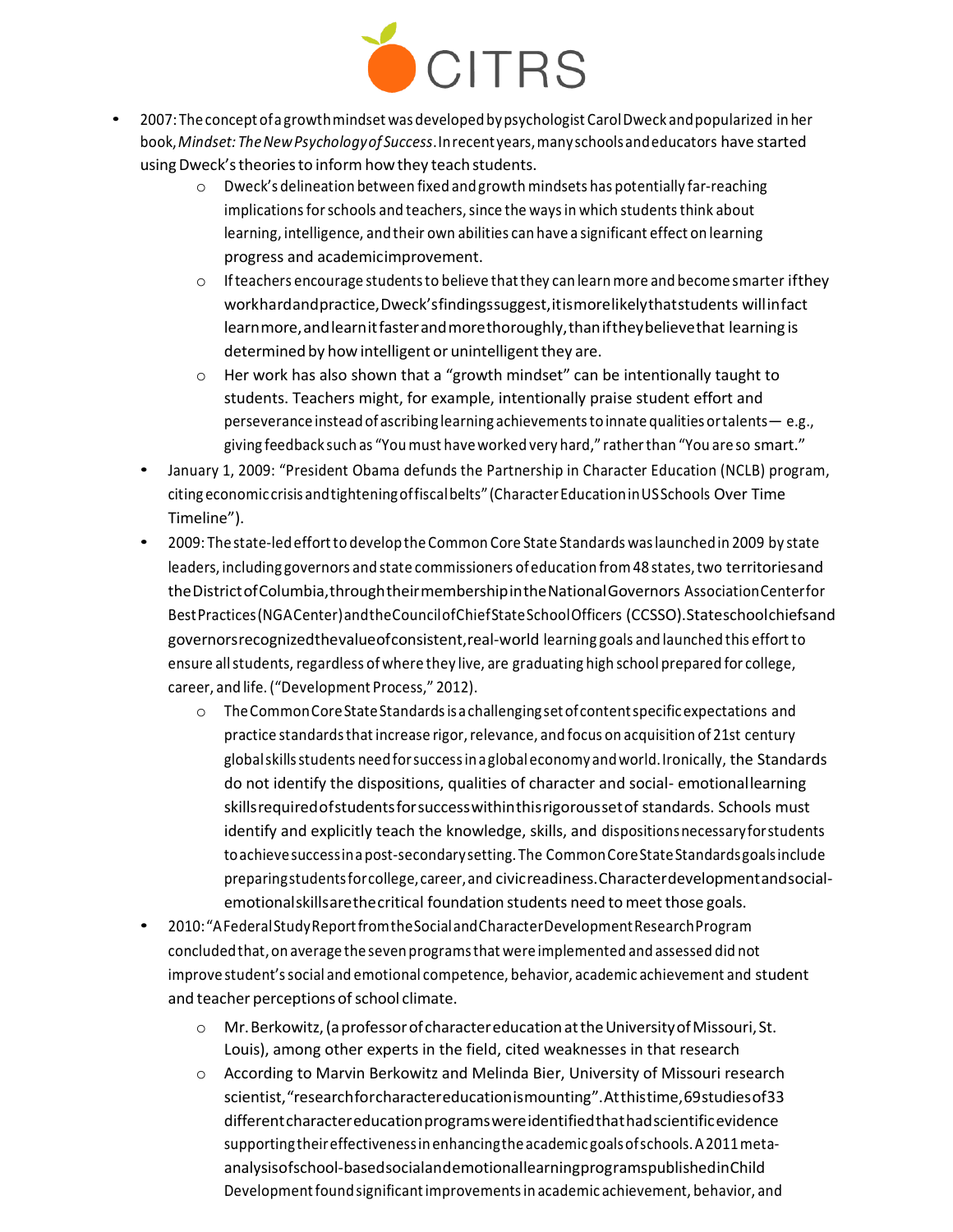- 2007: The concept of a growth mindset was developed by psychologist Carol Dweck and popularized in her book, *Mindset: The New Psychology of Success*. In recent years, many schools and educators have started using Dweck's theories to inform how they teach students.
  - Dweck's delineation between fixed and growth mindsets has potentially far-reaching implications for schools and teachers, since the ways in which students think about learning, intelligence, and their own abilities can have a significant effect on learning progress and academic improvement.
  - If teachers encourage students to believe that they can learn more and become smarter if they work hard and practice, Dweck's findings suggest, it is more likely that students will in fact learn more, and learn it faster and more thoroughly, than if they believe that learning is determined by how intelligent or unintelligent they are.
  - Her work has also shown that a "growth mindset" can be intentionally taught to students. Teachers might, for example, intentionally praise student effort and perseverance instead of ascribing learning achievements to innate qualities or talents— e.g., giving feedback such as "You must have worked very hard," rather than "You are so smart."
- January 1, 2009: "President Obama defunds the Partnership in Character Education (NCLB) program, citing economic crisis and tightening of fiscal belts" (Character Education in US Schools Over Time Timeline").
- 2009: The state-led effort to develop the Common Core State Standards was launched in 2009 by state leaders, including governors and state commissioners of education from 48 states, two territories and the District of Columbia, through their membership in the National Governors Association Center for Best Practices (NGA Center) and the Council of Chief State School Officers (CCSSO). State school chiefs and governors recognized the value of consistent, real-world learning goals and launched this effort to ensure all students, regardless of where they live, are graduating high school prepared for college, career, and life. ("Development Process," 2012).
  - The Common Core State Standards is a challenging set of content specific expectations and practice standards that increase rigor, relevance, and focus on acquisition of 21st century global skills students need for success in a global economy and world. Ironically, the Standards do not identify the dispositions, qualities of character and social- emotional learning skills required of students for success within this rigorous set of standards. Schools must identify and explicitly teach the knowledge, skills, and dispositions necessary for students to achieve success in a post-secondary setting. The Common Core State Standards goals include preparing students for college, career, and civic readiness. Character development and social-emotional skills are the critical foundation students need to meet those goals.
- 2010: "A Federal Study Report from the Social and Character Development Research Program concluded that, on average the seven programs that were implemented and assessed did not improve student's social and emotional competence, behavior, academic achievement and student and teacher perceptions of school climate.
  - Mr. Berkowitz, (a professor of character education at the University of Missouri, St. Louis), among other experts in the field, cited weaknesses in that research
  - According to Marvin Berkowitz and Melinda Bier, University of Missouri research scientist, "research for character education is mounting". At this time, 69 studies of 33 different character education programs were identified that had scientific evidence supporting their effectiveness in enhancing the academic goals of schools. A 2011 meta-analysis of school-based social and emotional learning programs published in Child Development found significant improvements in academic achievement, behavior, and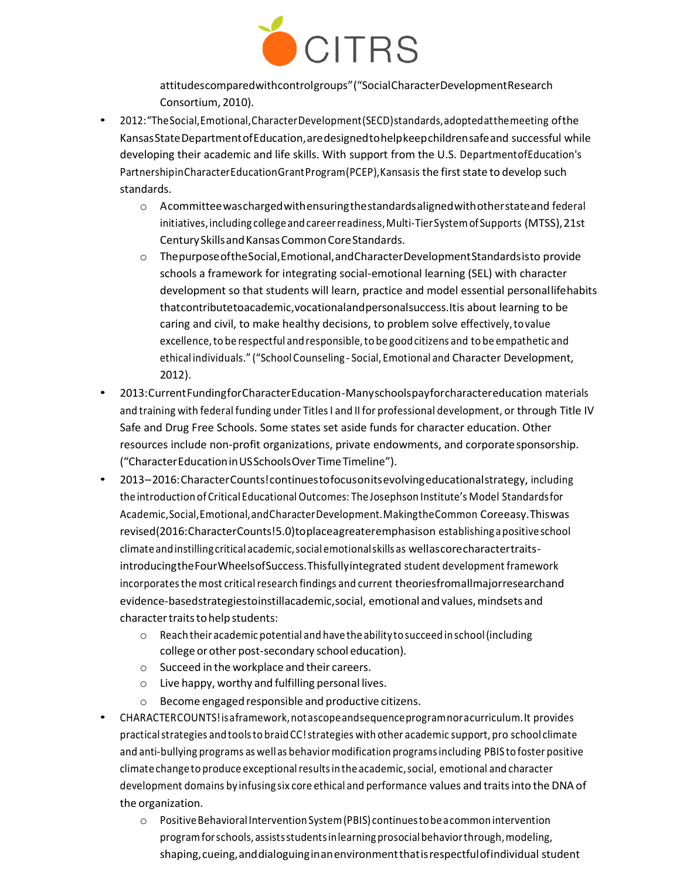attitudes compared with control groups" ("Social Character Development Research Consortium, 2010).

- 2012: "The Social, Emotional, Character Development (SECD) standards, adopted at the meeting of the Kansas State Department of Education, are designed to help keep children safe and successful while developing their academic and life skills. With support from the U.S. Department of Education's Partnership in Character Education Grant Program (PCEP), Kansas is the first state to develop such standards.
  - A committee was charged with ensuring the standards aligned with other state and federal initiatives, including college and career readiness, Multi-Tier System of Supports (MTSS), 21st Century Skills and Kansas Common Core Standards.
  - The purpose of the Social, Emotional, and Character Development Standards is to provide schools a framework for integrating social-emotional learning (SEL) with character development so that students will learn, practice and model essential personal life habits that contribute to academic, vocational and personal success. It is about learning to be caring and civil, to make healthy decisions, to problem solve effectively, to value excellence, to be respectful and responsible, to be good citizens and to be empathetic and ethical individuals." ("School Counseling - Social, Emotional and Character Development, 2012).
- 2013: Current Funding for Character Education - Many schools pay for character education materials and training with federal funding under Titles I and II for professional development, or through Title IV Safe and Drug Free Schools. Some states set aside funds for character education. Other resources include non-profit organizations, private endowments, and corporate sponsorship. ("Character Education in US Schools Over Time Timeline").
- 2013–2016: Character Counts! continues to focus on its evolving educational strategy, including the introduction of Critical Educational Outcomes: The Josephson Institute's Model Standards for Academic, Social, Emotional, and Character Development. Making the Common Core easy. This was revised (2016: Character Counts! 5.0) to place a greater emphasis on establishing a positive school climate and instilling critical academic, social emotional skills as well as core character traits - introducing the Four Wheels of Success. This fully integrated student development framework incorporates the most critical research findings and current theories from all major research and evidence-based strategies to instill academic, social, emotional and values, mindsets and character traits to help students:
  - Reach their academic potential and have the ability to succeed in school (including college or other post-secondary school education).
  - Succeed in the workplace and their careers.
  - Live happy, worthy and fulfilling personal lives.
  - Become engaged responsible and productive citizens.
- CHARACTER COUNTS! is a framework, not a scope and sequence program nor a curriculum. It provides practical strategies and tools to braid CC! strategies with other academic support, pro school climate and anti-bullying programs as well as behavior modification programs including PBIS to foster positive climate change to produce exceptional results in the academic, social, emotional and character development domains by infusing six core ethical and performance values and traits into the DNA of the organization.
  - Positive Behavioral Intervention System (PBIS) continues to be a common intervention program for schools, assists students in learning prosocial behavior through, modeling, shaping, cueing, and dialoguing in an environment that is respectful of individual student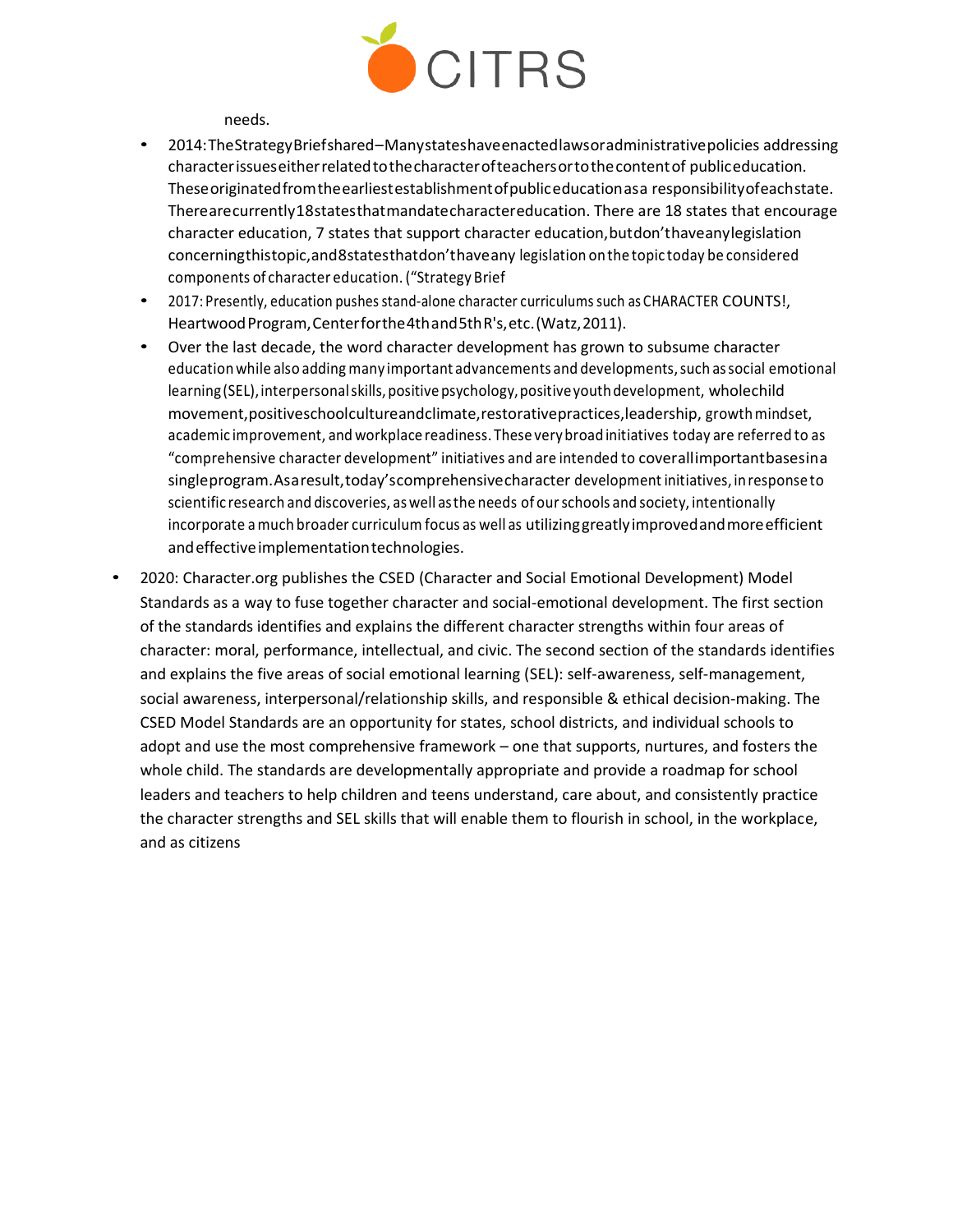needs.

- 2014: The Strategy Brief shared – Many states have enacted laws or administrative policies addressing character issues either related to the character of teachers or to the content of public education. These originated from the earliest establishment of public education as a responsibility of each state. There are currently 18 states that mandate character education. There are 18 states that encourage character education, 7 states that support character education, but don't have any legislation concerning this topic, and 8 states that don't have any legislation on the topic today be considered components of character education. ("Strategy Brief
- 2017: Presently, education pushes stand-alone character curriculums such as CHARACTER COUNTS!, Heartwood Program, Center for the 4th and 5th R's, etc. (Watz, 2011).
- Over the last decade, the word character development has grown to subsume character education while also adding many important advancements and developments, such as social emotional learning (SEL), interpersonal skills, positive psychology, positive youth development, whole child movement, positive school culture and climate, restorative practices, leadership, growth mindset, academic improvement, and workplace readiness. These very broad initiatives today are referred to as "comprehensive character development" initiatives and are intended to cover all important bases in a single program. As a result, today's comprehensive character development initiatives, in response to scientific research and discoveries, as well as the needs of our schools and society, intentionally incorporate a much broader curriculum focus as well as utilizing greatly improved and more efficient and effective implementation technologies.

- 2020: Character.org publishes the CSED (Character and Social Emotional Development) Model Standards as a way to fuse together character and social-emotional development. The first section of the standards identifies and explains the different character strengths within four areas of character: moral, performance, intellectual, and civic. The second section of the standards identifies and explains the five areas of social emotional learning (SEL): self-awareness, self-management, social awareness, interpersonal/relationship skills, and responsible & ethical decision-making. The CSED Model Standards are an opportunity for states, school districts, and individual schools to adopt and use the most comprehensive framework – one that supports, nurtures, and fosters the whole child. The standards are developmentally appropriate and provide a roadmap for school leaders and teachers to help children and teens understand, care about, and consistently practice the character strengths and SEL skills that will enable them to flourish in school, in the workplace, and as citizens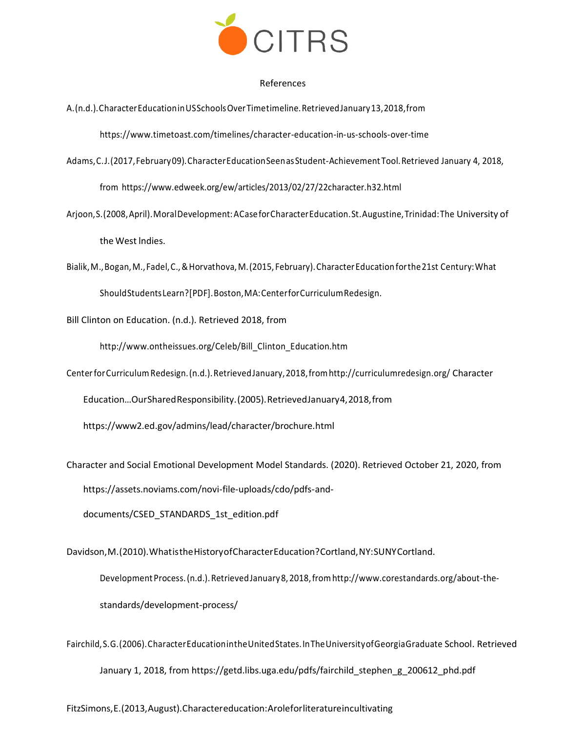References

A. (n.d.). Character Education in US Schools Over Time timeline. Retrieved January 13, 2018, from https://www.timetoast.com/timelines/character-education-in-us-schools-over-time

Adams, C. J. (2017, February 09). Character Education Seen as Student-Achievement Tool. Retrieved January 4, 2018, from https://www.edweek.org/ew/articles/2013/02/27/22character.h32.html

Arjoon, S. (2008, April). Moral Development: A Case for Character Education. St. Augustine, Trinidad: The University of the West Indies.

Bialik, M., Bogan, M., Fadel, C., & Horvathova, M. (2015, February). Character Education for the 21st Century: What Should Students Learn? [PDF]. Boston, MA: Center for Curriculum Redesign.

Bill Clinton on Education. (n.d.). Retrieved 2018, from http://www.ontheissues.org/Celeb/Bill_Clinton_Education.htm

Center for Curriculum Redesign. (n.d.). Retrieved January, 2018, from http://curriculumredesign.org/ Character Education…Our Shared Responsibility. (2005). Retrieved January 4, 2018, from https://www2.ed.gov/admins/lead/character/brochure.html

Character and Social Emotional Development Model Standards. (2020). Retrieved October 21, 2020, from https://assets.noviams.com/novi-file-uploads/cdo/pdfs-and-documents/CSED_STANDARDS_1st_edition.pdf

Davidson, M. (2010). What is the History of Character Education? Cortland, NY: SUNY Cortland. Development Process. (n.d.). Retrieved January 8, 2018, from http://www.corestandards.org/about-the-standards/development-process/

Fairchild, S. G. (2006). Character Education in the United States. In The University of Georgia Graduate School. Retrieved January 1, 2018, from https://getd.libs.uga.edu/pdfs/fairchild_stephen_g_200612_phd.pdf

FitzSimons, E. (2013, August). Character education: A role for literature in cultivating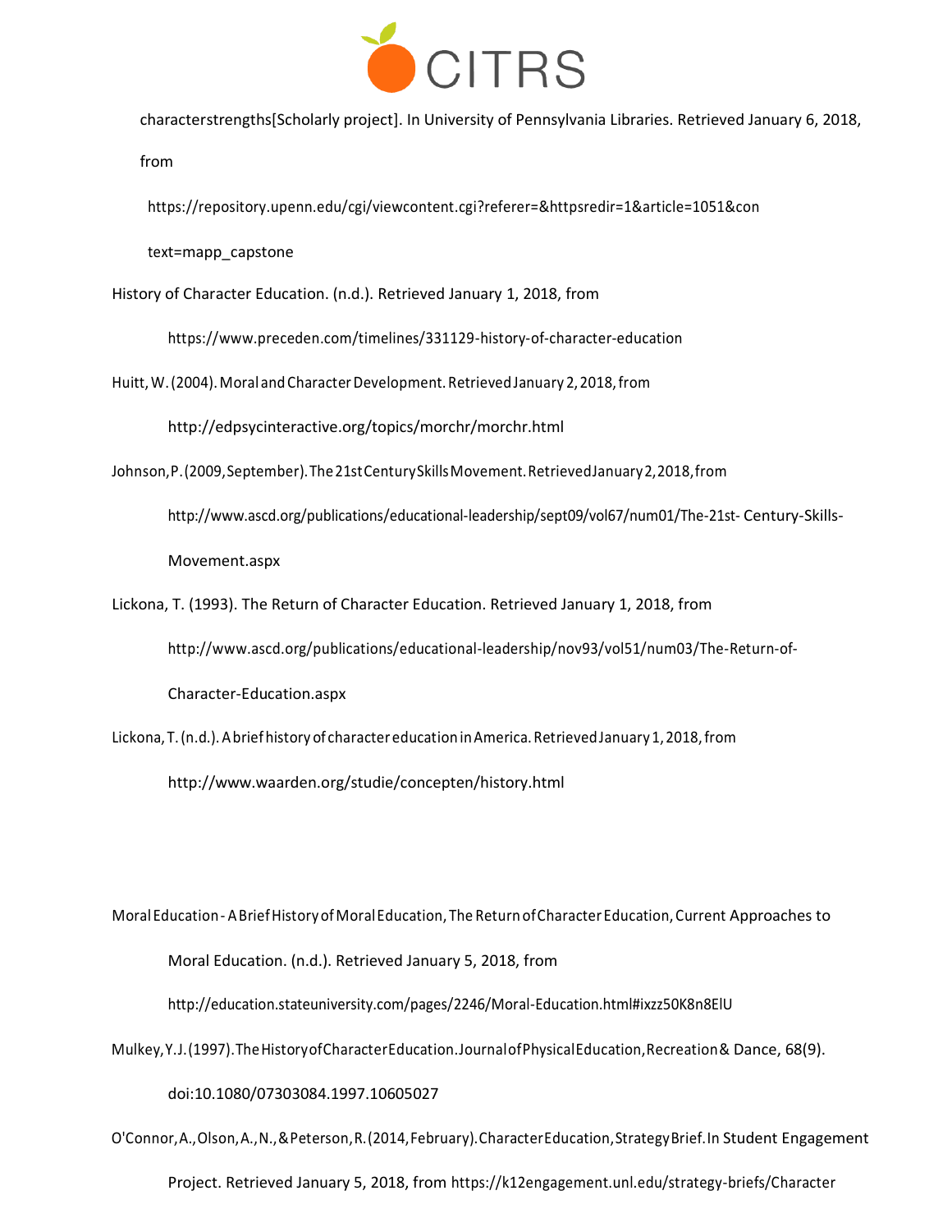characterstrengths[Scholarly project]. In University of Pennsylvania Libraries. Retrieved January 6, 2018, from

https://repository.upenn.edu/cgi/viewcontent.cgi?referer=&httpsredir=1&article=1051&context=mapp_capstone

History of Character Education. (n.d.). Retrieved January 1, 2018, from https://www.preceden.com/timelines/331129-history-of-character-education

Huitt, W. (2004). Moral and Character Development. Retrieved January 2, 2018, from http://edpsycinteractive.org/topics/morchr/morchr.html

Johnson, P. (2009, September). The 21st Century Skills Movement. Retrieved January 2, 2018, from http://www.ascd.org/publications/educational-leadership/sept09/vol67/num01/The-21st- Century-Skills-Movement.aspx

Lickona, T. (1993). The Return of Character Education. Retrieved January 1, 2018, from http://www.ascd.org/publications/educational-leadership/nov93/vol51/num03/The-Return-of-Character-Education.aspx

Lickona, T. (n.d.). A brief history of character education in America. Retrieved January 1, 2018, from http://www.waarden.org/studie/concepten/history.html

Moral Education - A Brief History of Moral Education, The Return of Character Education, Current Approaches to Moral Education. (n.d.). Retrieved January 5, 2018, from http://education.stateuniversity.com/pages/2246/Moral-Education.html#ixzz50K8n8ElU

Mulkey, Y. J. (1997). The History of Character Education. Journal of Physical Education, Recreation & Dance, 68(9). doi:10.1080/07303084.1997.10605027

O'Connor, A., Olson, A., N., & Peterson, R. (2014, February). Character Education, Strategy Brief. In Student Engagement Project. Retrieved January 5, 2018, from https://k12engagement.unl.edu/strategy-briefs/Character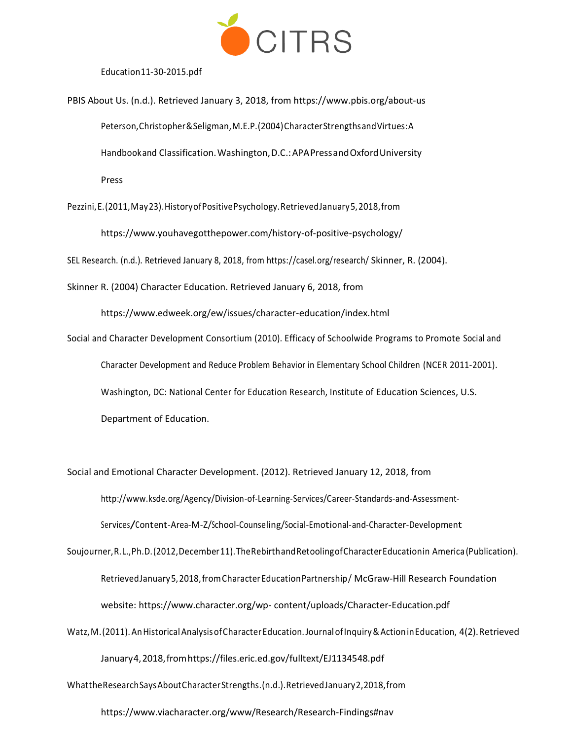Education11-30-2015.pdf

PBIS About Us. (n.d.). Retrieved January 3, 2018, from https://www.pbis.org/about-us

Peterson, Christopher & Seligman, M.E.P. (2004) Character Strengths and Virtues: A Handbook and Classification. Washington, D.C.: APA Press and Oxford University Press

Pezzini, E. (2011, May 23). History of Positive Psychology. Retrieved January 5, 2018, from https://www.youhavegotthepower.com/history-of-positive-psychology/

SEL Research. (n.d.). Retrieved January 8, 2018, from https://casel.org/research/ Skinner, R. (2004).

Skinner R. (2004) Character Education. Retrieved January 6, 2018, from https://www.edweek.org/ew/issues/character-education/index.html

Social and Character Development Consortium (2010). Efficacy of Schoolwide Programs to Promote Social and Character Development and Reduce Problem Behavior in Elementary School Children (NCER 2011-2001). Washington, DC: National Center for Education Research, Institute of Education Sciences, U.S. Department of Education.

Social and Emotional Character Development. (2012). Retrieved January 12, 2018, from http://www.ksde.org/Agency/Division-of-Learning-Services/Career-Standards-and-Assessment-Services/Content-Area-M-Z/School-Counseling/Social-Emotional-and-Character-Development

Soujourner, R. L., Ph.D. (2012, December 11). The Rebirth and Retooling of Character Education in America (Publication). Retrieved January 5, 2018, from Character Education Partnership/ McGraw-Hill Research Foundation website: https://www.character.org/wp- content/uploads/Character-Education.pdf

Watz, M. (2011). An Historical Analysis of Character Education. Journal of Inquiry & Action in Education, 4(2). Retrieved January 4, 2018, from https://files.eric.ed.gov/fulltext/EJ1134548.pdf

What the Research Says About Character Strengths. (n.d.). Retrieved January 2, 2018, from https://www.viacharacter.org/www/Research/Research-Findings#nav